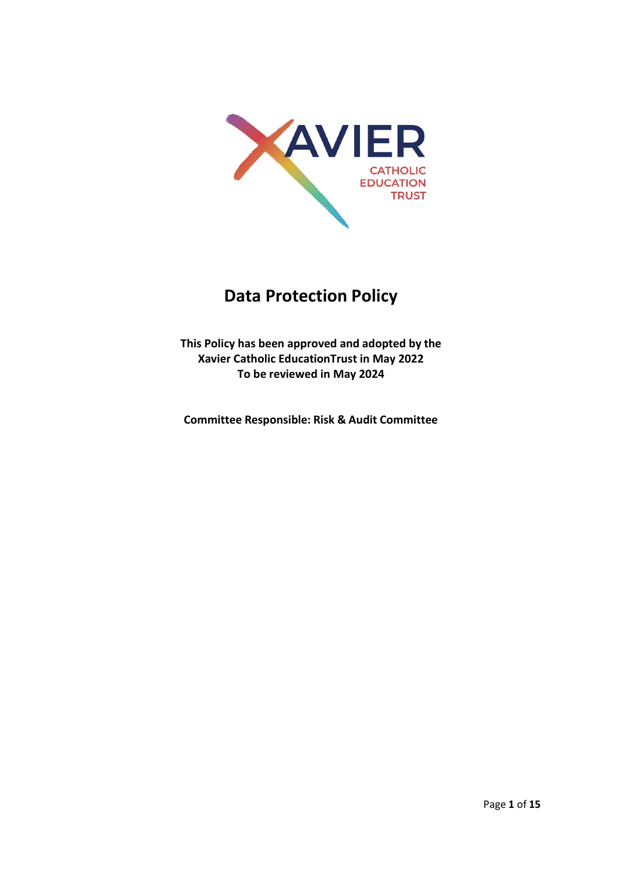XAVIER

CATHOLIC EDUCATION TRUST

# Data Protection Policy

**This Policy has been approved and adopted by the Xavier Catholic EducationTrust in May 2022**
**To be reviewed in May 2024**

**Committee Responsible: Risk & Audit Committee**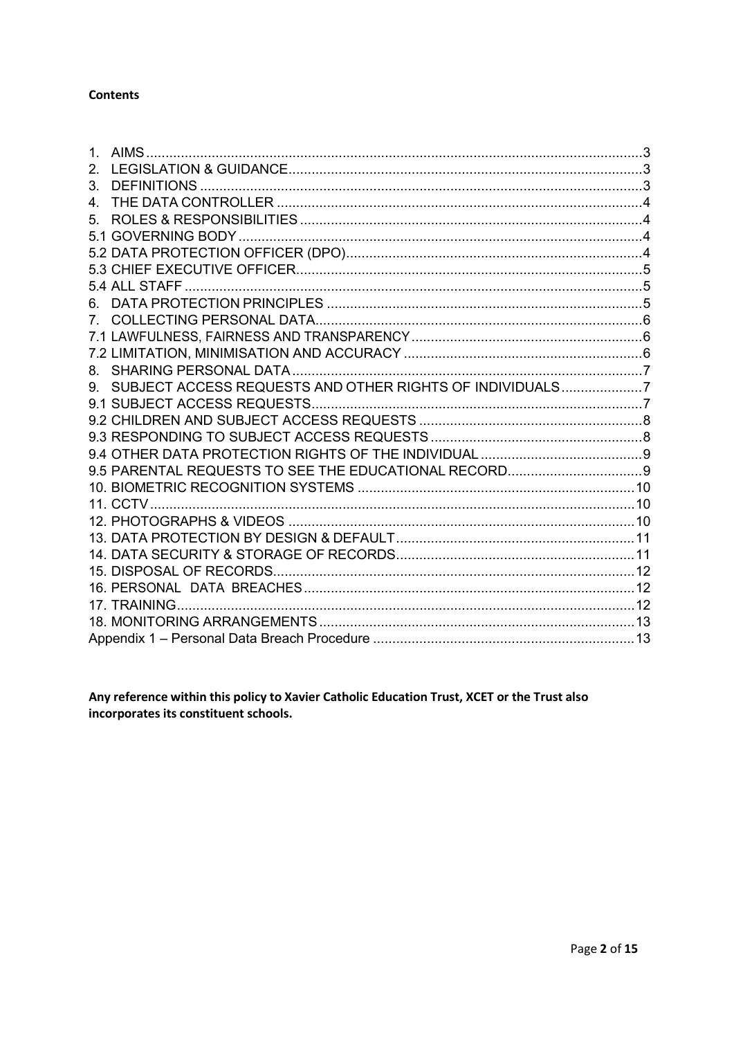**Contents**

1. AIMS ....................................................................................................................................3
2. LEGISLATION & GUIDANCE...........................................................................................3
3. DEFINITIONS .....................................................................................................................3
4. THE DATA CONTROLLER ................................................................................................4
5. ROLES & RESPONSIBILITIES .........................................................................................4

5.1 GOVERNING BODY..........................................................................................................4
5.2 DATA PROTECTION OFFICER (DPO)..............................................................................4
5.3 CHIEF EXECUTIVE OFFICER...........................................................................................5
5.4 ALL STAFF ........................................................................................................................5

6. DATA PROTECTION PRINCIPLES ...................................................................................5
7. COLLECTING PERSONAL DATA......................................................................................6

7.1 LAWFULNESS, FAIRNESS AND TRANSPARENCY.............................................................6
7.2 LIMITATION, MINIMISATION AND ACCURACY ...............................................................6

8. SHARING PERSONAL DATA ............................................................................................7
9. SUBJECT ACCESS REQUESTS AND OTHER RIGHTS OF INDIVIDUALS.....................7

9.1 SUBJECT ACCESS REQUESTS.......................................................................................7
9.2 CHILDREN AND SUBJECT ACCESS REQUESTS ...........................................................8
9.3 RESPONDING TO SUBJECT ACCESS REQUESTS ........................................................8
9.4 OTHER DATA PROTECTION RIGHTS OF THE INDIVIDUAL ...........................................9
9.5 PARENTAL REQUESTS TO SEE THE EDUCATIONAL RECORD....................................9

10. BIOMETRIC RECOGNITION SYSTEMS .........................................................................10
11. CCTV...............................................................................................................................10
12. PHOTOGRAPHS & VIDEOS ...........................................................................................10
13. DATA PROTECTION BY DESIGN & DEFAULT...............................................................11
14. DATA SECURITY & STORAGE OF RECORDS...............................................................11
15. DISPOSAL OF RECORDS...............................................................................................12
16. PERSONAL DATA BREACHES.......................................................................................12
17. TRAINING........................................................................................................................12
18. MONITORING ARRANGEMENTS ...................................................................................13

Appendix 1 – Personal Data Breach Procedure .....................................................................13

**Any reference within this policy to Xavier Catholic Education Trust, XCET or the Trust also incorporates its constituent schools.**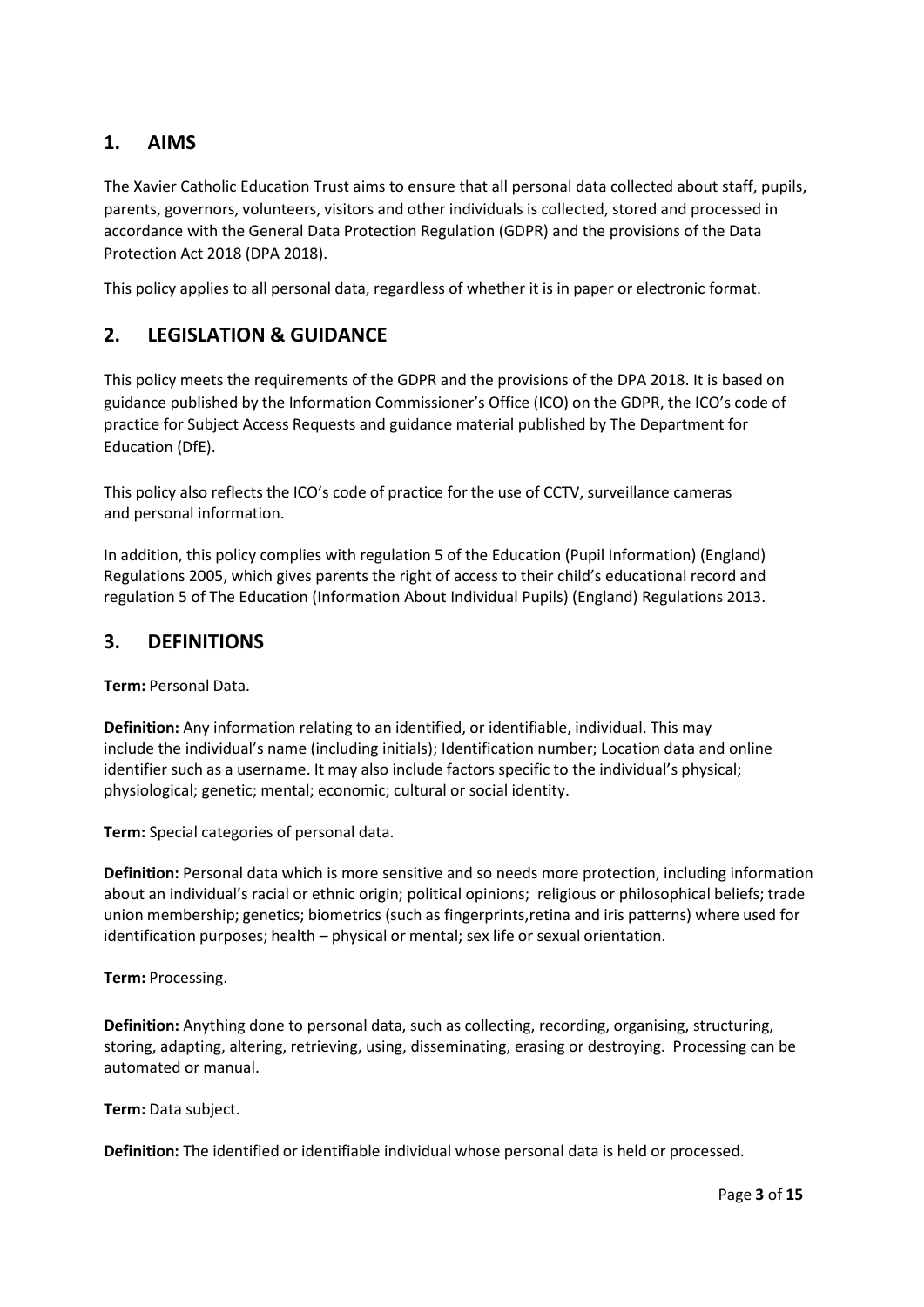## 1. AIMS

The Xavier Catholic Education Trust aims to ensure that all personal data collected about staff, pupils, parents, governors, volunteers, visitors and other individuals is collected, stored and processed in accordance with the General Data Protection Regulation (GDPR) and the provisions of the Data Protection Act 2018 (DPA 2018).

This policy applies to all personal data, regardless of whether it is in paper or electronic format.

## 2. LEGISLATION & GUIDANCE

This policy meets the requirements of the GDPR and the provisions of the DPA 2018. It is based on guidance published by the Information Commissioner's Office (ICO) on the GDPR, the ICO's code of practice for Subject Access Requests and guidance material published by The Department for Education (DfE).

This policy also reflects the ICO's code of practice for the use of CCTV, surveillance cameras and personal information.

In addition, this policy complies with regulation 5 of the Education (Pupil Information) (England) Regulations 2005, which gives parents the right of access to their child's educational record and regulation 5 of The Education (Information About Individual Pupils) (England) Regulations 2013.

## 3. DEFINITIONS

**Term:** Personal Data.

**Definition:** Any information relating to an identified, or identifiable, individual. This may include the individual's name (including initials); Identification number; Location data and online identifier such as a username. It may also include factors specific to the individual's physical; physiological; genetic; mental; economic; cultural or social identity.

**Term:** Special categories of personal data.

**Definition:** Personal data which is more sensitive and so needs more protection, including information about an individual's racial or ethnic origin; political opinions; religious or philosophical beliefs; trade union membership; genetics; biometrics (such as fingerprints,retina and iris patterns) where used for identification purposes; health – physical or mental; sex life or sexual orientation.

**Term:** Processing.

**Definition:** Anything done to personal data, such as collecting, recording, organising, structuring, storing, adapting, altering, retrieving, using, disseminating, erasing or destroying. Processing can be automated or manual.

**Term:** Data subject.

**Definition:** The identified or identifiable individual whose personal data is held or processed.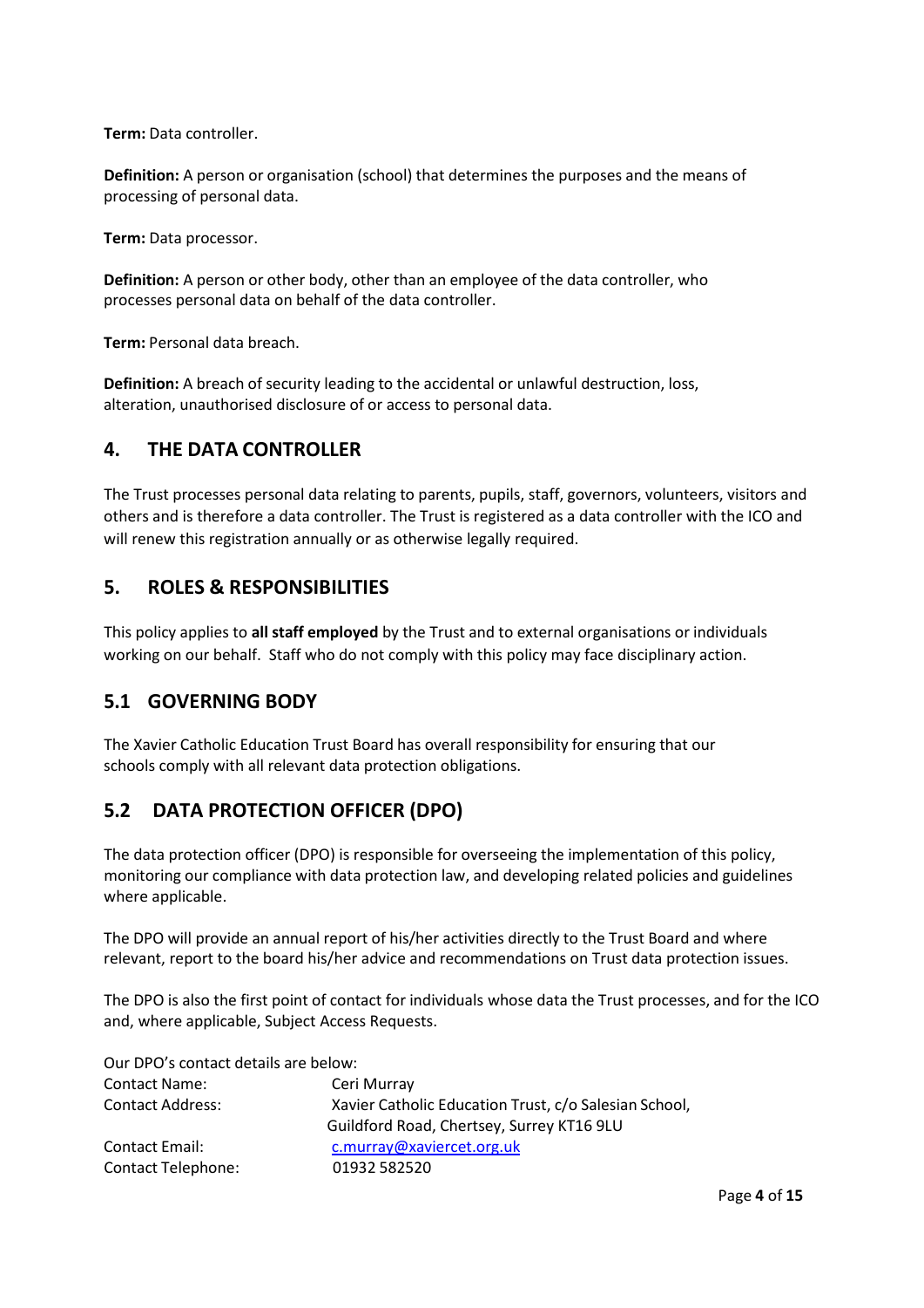**Term:** Data controller.

**Definition:** A person or organisation (school) that determines the purposes and the means of processing of personal data.

**Term:** Data processor.

**Definition:** A person or other body, other than an employee of the data controller, who processes personal data on behalf of the data controller.

**Term:** Personal data breach.

**Definition:** A breach of security leading to the accidental or unlawful destruction, loss, alteration, unauthorised disclosure of or access to personal data.

## 4. THE DATA CONTROLLER

The Trust processes personal data relating to parents, pupils, staff, governors, volunteers, visitors and others and is therefore a data controller. The Trust is registered as a data controller with the ICO and will renew this registration annually or as otherwise legally required.

## 5. ROLES & RESPONSIBILITIES

This policy applies to **all staff employed** by the Trust and to external organisations or individuals working on our behalf. Staff who do not comply with this policy may face disciplinary action.

### 5.1 GOVERNING BODY

The Xavier Catholic Education Trust Board has overall responsibility for ensuring that our schools comply with all relevant data protection obligations.

### 5.2 DATA PROTECTION OFFICER (DPO)

The data protection officer (DPO) is responsible for overseeing the implementation of this policy, monitoring our compliance with data protection law, and developing related policies and guidelines where applicable.

The DPO will provide an annual report of his/her activities directly to the Trust Board and where relevant, report to the board his/her advice and recommendations on Trust data protection issues.

The DPO is also the first point of contact for individuals whose data the Trust processes, and for the ICO and, where applicable, Subject Access Requests.

Our DPO's contact details are below:

| | |
|---|---|
| Contact Name: | Ceri Murray |
| Contact Address: | Xavier Catholic Education Trust, c/o Salesian School, Guildford Road, Chertsey, Surrey KT16 9LU |
| Contact Email: | c.murray@xaviercet.org.uk |
| Contact Telephone: | 01932 582520 |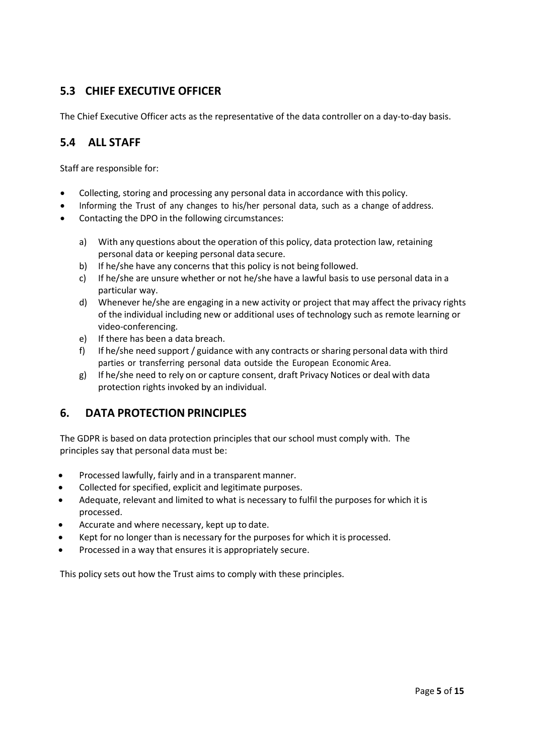## 5.3 CHIEF EXECUTIVE OFFICER

The Chief Executive Officer acts as the representative of the data controller on a day-to-day basis.

## 5.4 ALL STAFF

Staff are responsible for:

- Collecting, storing and processing any personal data in accordance with this policy.
- Informing the Trust of any changes to his/her personal data, such as a change of address.
- Contacting the DPO in the following circumstances:

  a) With any questions about the operation of this policy, data protection law, retaining personal data or keeping personal data secure.
  b) If he/she have any concerns that this policy is not being followed.
  c) If he/she are unsure whether or not he/she have a lawful basis to use personal data in a particular way.
  d) Whenever he/she are engaging in a new activity or project that may affect the privacy rights of the individual including new or additional uses of technology such as remote learning or video-conferencing.
  e) If there has been a data breach.
  f) If he/she need support / guidance with any contracts or sharing personal data with third parties or transferring personal data outside the European Economic Area.
  g) If he/she need to rely on or capture consent, draft Privacy Notices or deal with data protection rights invoked by an individual.

## 6. DATA PROTECTION PRINCIPLES

The GDPR is based on data protection principles that our school must comply with. The principles say that personal data must be:

- Processed lawfully, fairly and in a transparent manner.
- Collected for specified, explicit and legitimate purposes.
- Adequate, relevant and limited to what is necessary to fulfil the purposes for which it is processed.
- Accurate and where necessary, kept up to date.
- Kept for no longer than is necessary for the purposes for which it is processed.
- Processed in a way that ensures it is appropriately secure.

This policy sets out how the Trust aims to comply with these principles.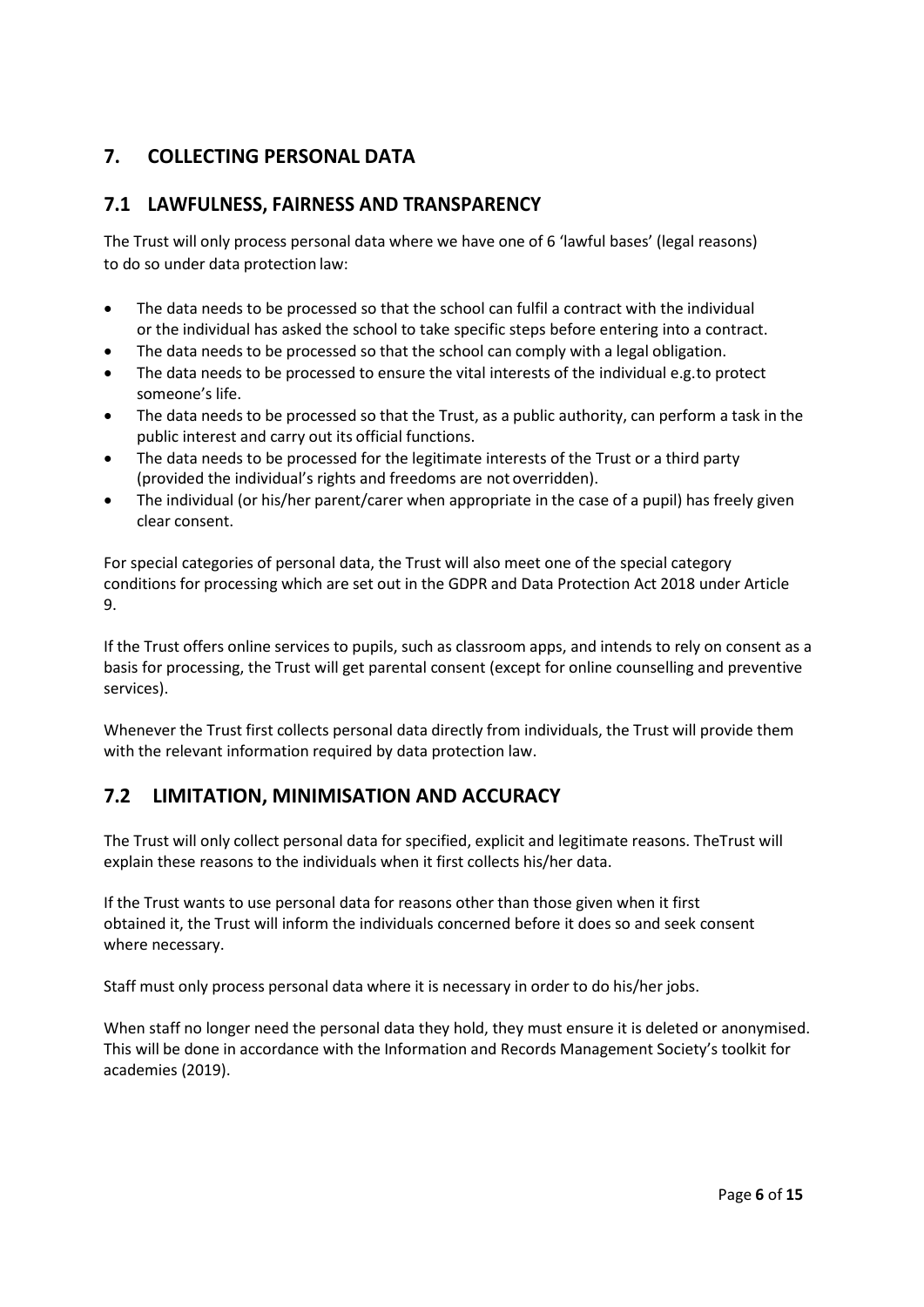## 7. COLLECTING PERSONAL DATA

### 7.1 LAWFULNESS, FAIRNESS AND TRANSPARENCY

The Trust will only process personal data where we have one of 6 'lawful bases' (legal reasons) to do so under data protection law:

- The data needs to be processed so that the school can fulfil a contract with the individual or the individual has asked the school to take specific steps before entering into a contract.
- The data needs to be processed so that the school can comply with a legal obligation.
- The data needs to be processed to ensure the vital interests of the individual e.g.to protect someone's life.
- The data needs to be processed so that the Trust, as a public authority, can perform a task in the public interest and carry out its official functions.
- The data needs to be processed for the legitimate interests of the Trust or a third party (provided the individual's rights and freedoms are not overridden).
- The individual (or his/her parent/carer when appropriate in the case of a pupil) has freely given clear consent.

For special categories of personal data, the Trust will also meet one of the special category conditions for processing which are set out in the GDPR and Data Protection Act 2018 under Article 9.

If the Trust offers online services to pupils, such as classroom apps, and intends to rely on consent as a basis for processing, the Trust will get parental consent (except for online counselling and preventive services).

Whenever the Trust first collects personal data directly from individuals, the Trust will provide them with the relevant information required by data protection law.

### 7.2 LIMITATION, MINIMISATION AND ACCURACY

The Trust will only collect personal data for specified, explicit and legitimate reasons. TheTrust will explain these reasons to the individuals when it first collects his/her data.

If the Trust wants to use personal data for reasons other than those given when it first obtained it, the Trust will inform the individuals concerned before it does so and seek consent where necessary.

Staff must only process personal data where it is necessary in order to do his/her jobs.

When staff no longer need the personal data they hold, they must ensure it is deleted or anonymised. This will be done in accordance with the Information and Records Management Society's toolkit for academies (2019).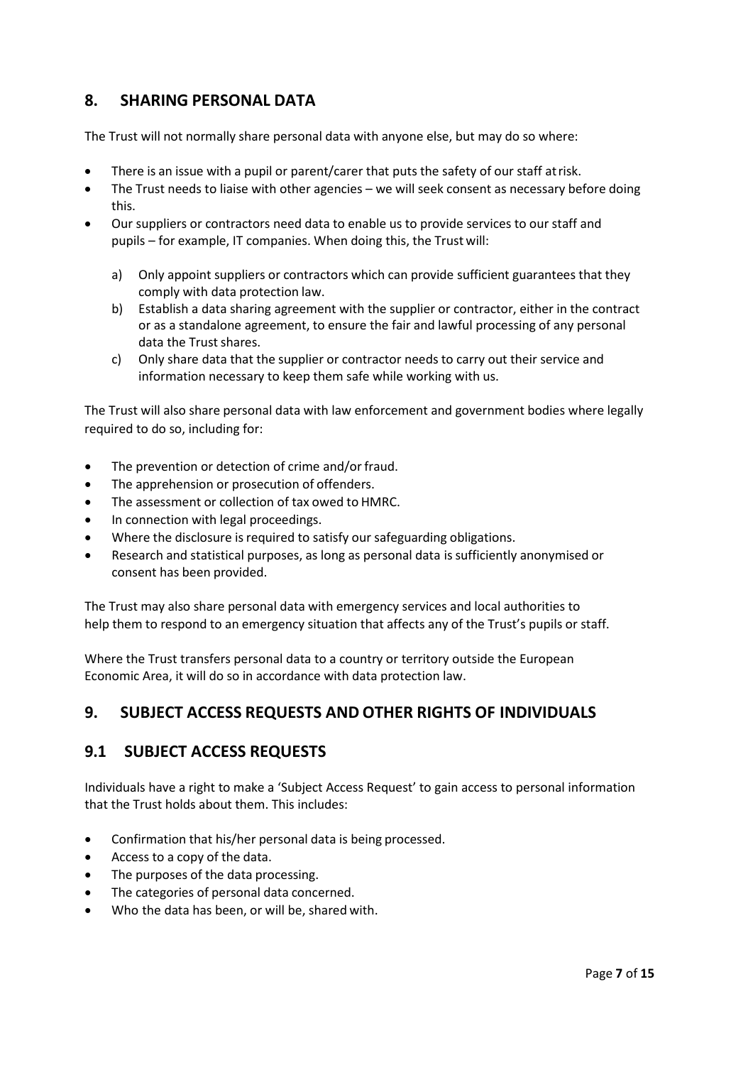## 8. SHARING PERSONAL DATA

The Trust will not normally share personal data with anyone else, but may do so where:

- There is an issue with a pupil or parent/carer that puts the safety of our staff at risk.
- The Trust needs to liaise with other agencies – we will seek consent as necessary before doing this.
- Our suppliers or contractors need data to enable us to provide services to our staff and pupils – for example, IT companies. When doing this, the Trust will:

    a) Only appoint suppliers or contractors which can provide sufficient guarantees that they comply with data protection law.
    b) Establish a data sharing agreement with the supplier or contractor, either in the contract or as a standalone agreement, to ensure the fair and lawful processing of any personal data the Trust shares.
    c) Only share data that the supplier or contractor needs to carry out their service and information necessary to keep them safe while working with us.

The Trust will also share personal data with law enforcement and government bodies where legally required to do so, including for:

- The prevention or detection of crime and/or fraud.
- The apprehension or prosecution of offenders.
- The assessment or collection of tax owed to HMRC.
- In connection with legal proceedings.
- Where the disclosure is required to satisfy our safeguarding obligations.
- Research and statistical purposes, as long as personal data is sufficiently anonymised or consent has been provided.

The Trust may also share personal data with emergency services and local authorities to help them to respond to an emergency situation that affects any of the Trust's pupils or staff.

Where the Trust transfers personal data to a country or territory outside the European Economic Area, it will do so in accordance with data protection law.

## 9. SUBJECT ACCESS REQUESTS AND OTHER RIGHTS OF INDIVIDUALS

## 9.1 SUBJECT ACCESS REQUESTS

Individuals have a right to make a 'Subject Access Request' to gain access to personal information that the Trust holds about them. This includes:

- Confirmation that his/her personal data is being processed.
- Access to a copy of the data.
- The purposes of the data processing.
- The categories of personal data concerned.
- Who the data has been, or will be, shared with.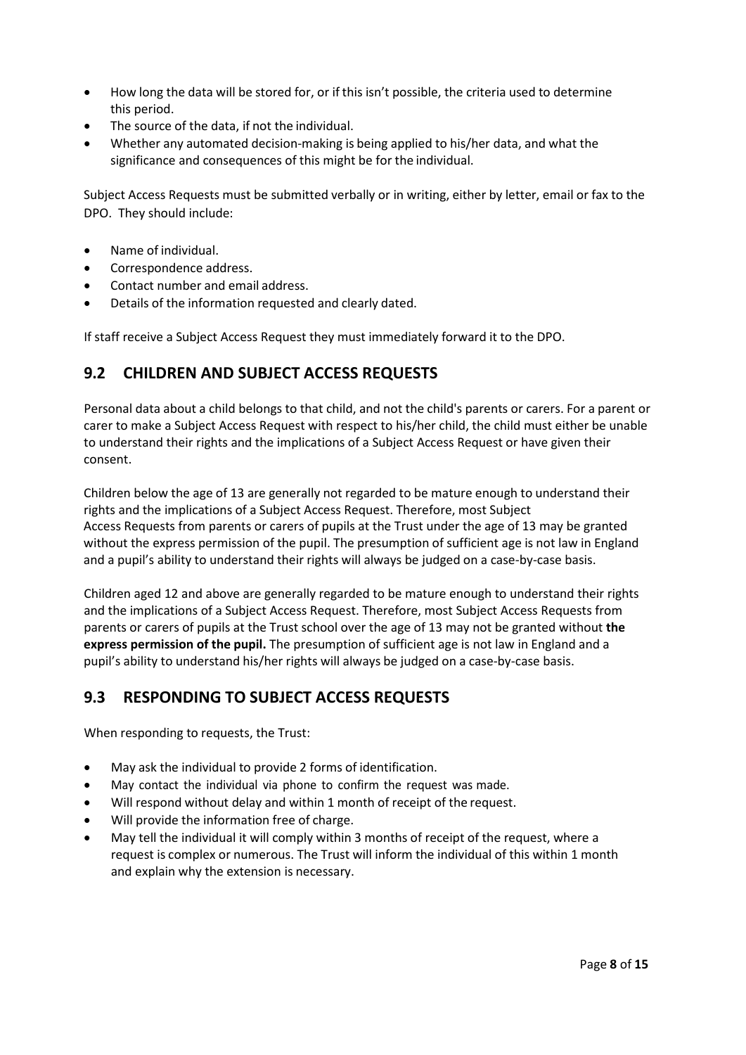- How long the data will be stored for, or if this isn't possible, the criteria used to determine this period.
- The source of the data, if not the individual.
- Whether any automated decision-making is being applied to his/her data, and what the significance and consequences of this might be for the individual.

Subject Access Requests must be submitted verbally or in writing, either by letter, email or fax to the DPO. They should include:

- Name of individual.
- Correspondence address.
- Contact number and email address.
- Details of the information requested and clearly dated.

If staff receive a Subject Access Request they must immediately forward it to the DPO.

## 9.2 CHILDREN AND SUBJECT ACCESS REQUESTS

Personal data about a child belongs to that child, and not the child's parents or carers. For a parent or carer to make a Subject Access Request with respect to his/her child, the child must either be unable to understand their rights and the implications of a Subject Access Request or have given their consent.

Children below the age of 13 are generally not regarded to be mature enough to understand their rights and the implications of a Subject Access Request. Therefore, most Subject Access Requests from parents or carers of pupils at the Trust under the age of 13 may be granted without the express permission of the pupil. The presumption of sufficient age is not law in England and a pupil's ability to understand their rights will always be judged on a case-by-case basis.

Children aged 12 and above are generally regarded to be mature enough to understand their rights and the implications of a Subject Access Request. Therefore, most Subject Access Requests from parents or carers of pupils at the Trust school over the age of 13 may not be granted without **the express permission of the pupil.** The presumption of sufficient age is not law in England and a pupil's ability to understand his/her rights will always be judged on a case-by-case basis.

## 9.3 RESPONDING TO SUBJECT ACCESS REQUESTS

When responding to requests, the Trust:

- May ask the individual to provide 2 forms of identification.
- May contact the individual via phone to confirm the request was made.
- Will respond without delay and within 1 month of receipt of the request.
- Will provide the information free of charge.
- May tell the individual it will comply within 3 months of receipt of the request, where a request is complex or numerous. The Trust will inform the individual of this within 1 month and explain why the extension is necessary.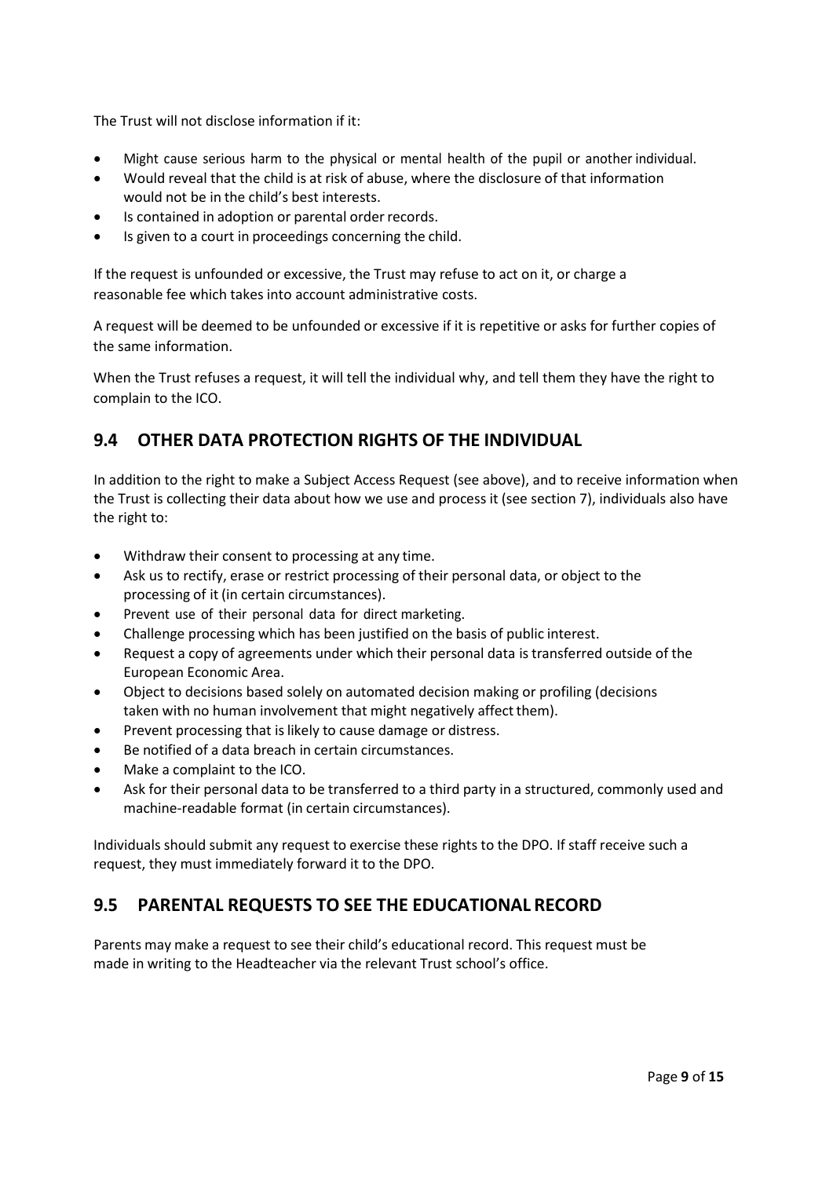The Trust will not disclose information if it:

- Might cause serious harm to the physical or mental health of the pupil or another individual.
- Would reveal that the child is at risk of abuse, where the disclosure of that information would not be in the child's best interests.
- Is contained in adoption or parental order records.
- Is given to a court in proceedings concerning the child.

If the request is unfounded or excessive, the Trust may refuse to act on it, or charge a reasonable fee which takes into account administrative costs.

A request will be deemed to be unfounded or excessive if it is repetitive or asks for further copies of the same information.

When the Trust refuses a request, it will tell the individual why, and tell them they have the right to complain to the ICO.

## 9.4 OTHER DATA PROTECTION RIGHTS OF THE INDIVIDUAL

In addition to the right to make a Subject Access Request (see above), and to receive information when the Trust is collecting their data about how we use and process it (see section 7), individuals also have the right to:

- Withdraw their consent to processing at any time.
- Ask us to rectify, erase or restrict processing of their personal data, or object to the processing of it (in certain circumstances).
- Prevent use of their personal data for direct marketing.
- Challenge processing which has been justified on the basis of public interest.
- Request a copy of agreements under which their personal data is transferred outside of the European Economic Area.
- Object to decisions based solely on automated decision making or profiling (decisions taken with no human involvement that might negatively affect them).
- Prevent processing that is likely to cause damage or distress.
- Be notified of a data breach in certain circumstances.
- Make a complaint to the ICO.
- Ask for their personal data to be transferred to a third party in a structured, commonly used and machine-readable format (in certain circumstances).

Individuals should submit any request to exercise these rights to the DPO. If staff receive such a request, they must immediately forward it to the DPO.

## 9.5 PARENTAL REQUESTS TO SEE THE EDUCATIONAL RECORD

Parents may make a request to see their child's educational record. This request must be made in writing to the Headteacher via the relevant Trust school's office.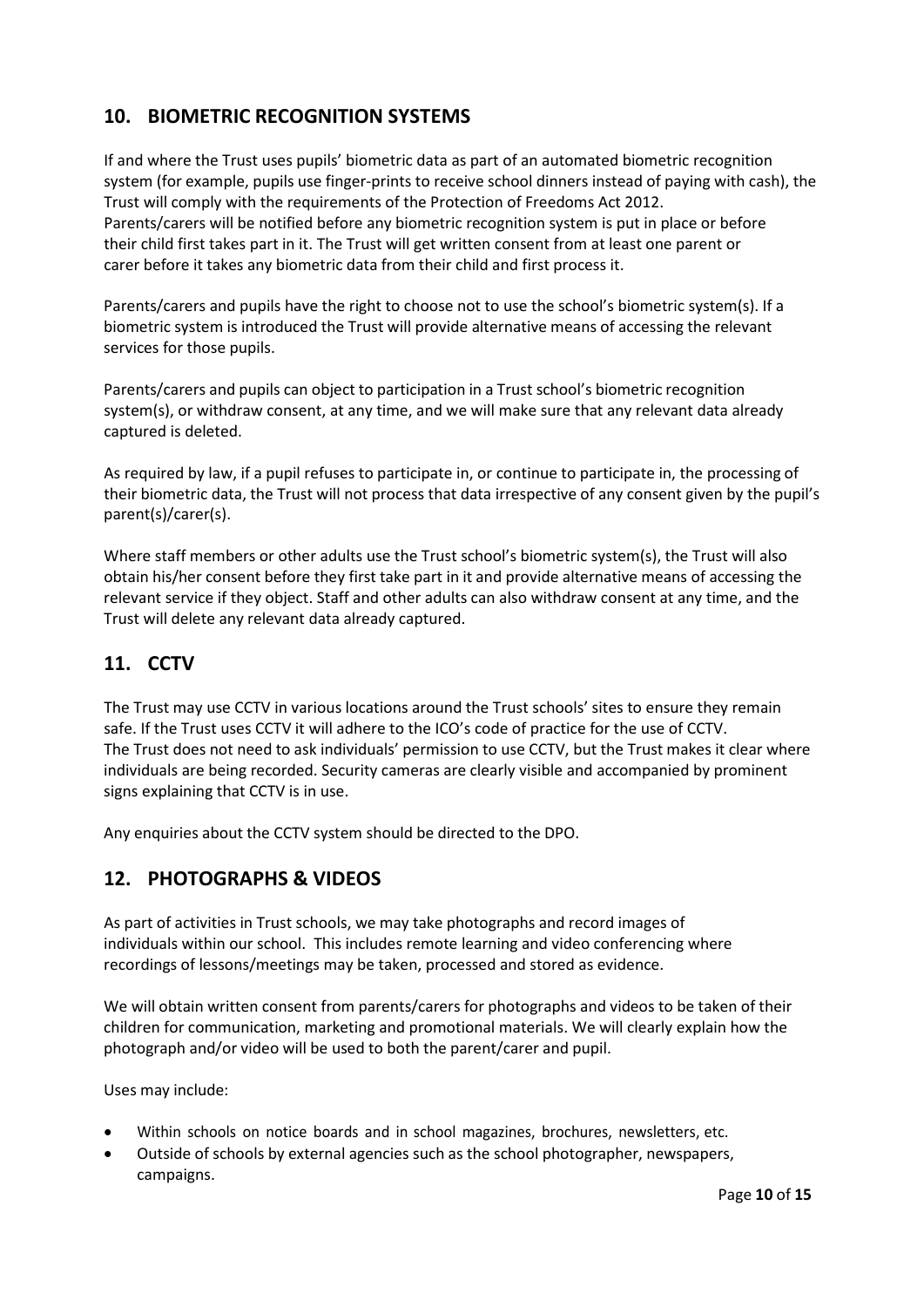## 10. BIOMETRIC RECOGNITION SYSTEMS

If and where the Trust uses pupils' biometric data as part of an automated biometric recognition system (for example, pupils use finger-prints to receive school dinners instead of paying with cash), the Trust will comply with the requirements of the Protection of Freedoms Act 2012. Parents/carers will be notified before any biometric recognition system is put in place or before their child first takes part in it. The Trust will get written consent from at least one parent or carer before it takes any biometric data from their child and first process it.

Parents/carers and pupils have the right to choose not to use the school's biometric system(s). If a biometric system is introduced the Trust will provide alternative means of accessing the relevant services for those pupils.

Parents/carers and pupils can object to participation in a Trust school's biometric recognition system(s), or withdraw consent, at any time, and we will make sure that any relevant data already captured is deleted.

As required by law, if a pupil refuses to participate in, or continue to participate in, the processing of their biometric data, the Trust will not process that data irrespective of any consent given by the pupil's parent(s)/carer(s).

Where staff members or other adults use the Trust school's biometric system(s), the Trust will also obtain his/her consent before they first take part in it and provide alternative means of accessing the relevant service if they object. Staff and other adults can also withdraw consent at any time, and the Trust will delete any relevant data already captured.

## 11. CCTV

The Trust may use CCTV in various locations around the Trust schools' sites to ensure they remain safe. If the Trust uses CCTV it will adhere to the ICO's code of practice for the use of CCTV. The Trust does not need to ask individuals' permission to use CCTV, but the Trust makes it clear where individuals are being recorded. Security cameras are clearly visible and accompanied by prominent signs explaining that CCTV is in use.

Any enquiries about the CCTV system should be directed to the DPO.

## 12. PHOTOGRAPHS & VIDEOS

As part of activities in Trust schools, we may take photographs and record images of individuals within our school. This includes remote learning and video conferencing where recordings of lessons/meetings may be taken, processed and stored as evidence.

We will obtain written consent from parents/carers for photographs and videos to be taken of their children for communication, marketing and promotional materials. We will clearly explain how the photograph and/or video will be used to both the parent/carer and pupil.

Uses may include:

- Within schools on notice boards and in school magazines, brochures, newsletters, etc.
- Outside of schools by external agencies such as the school photographer, newspapers, campaigns.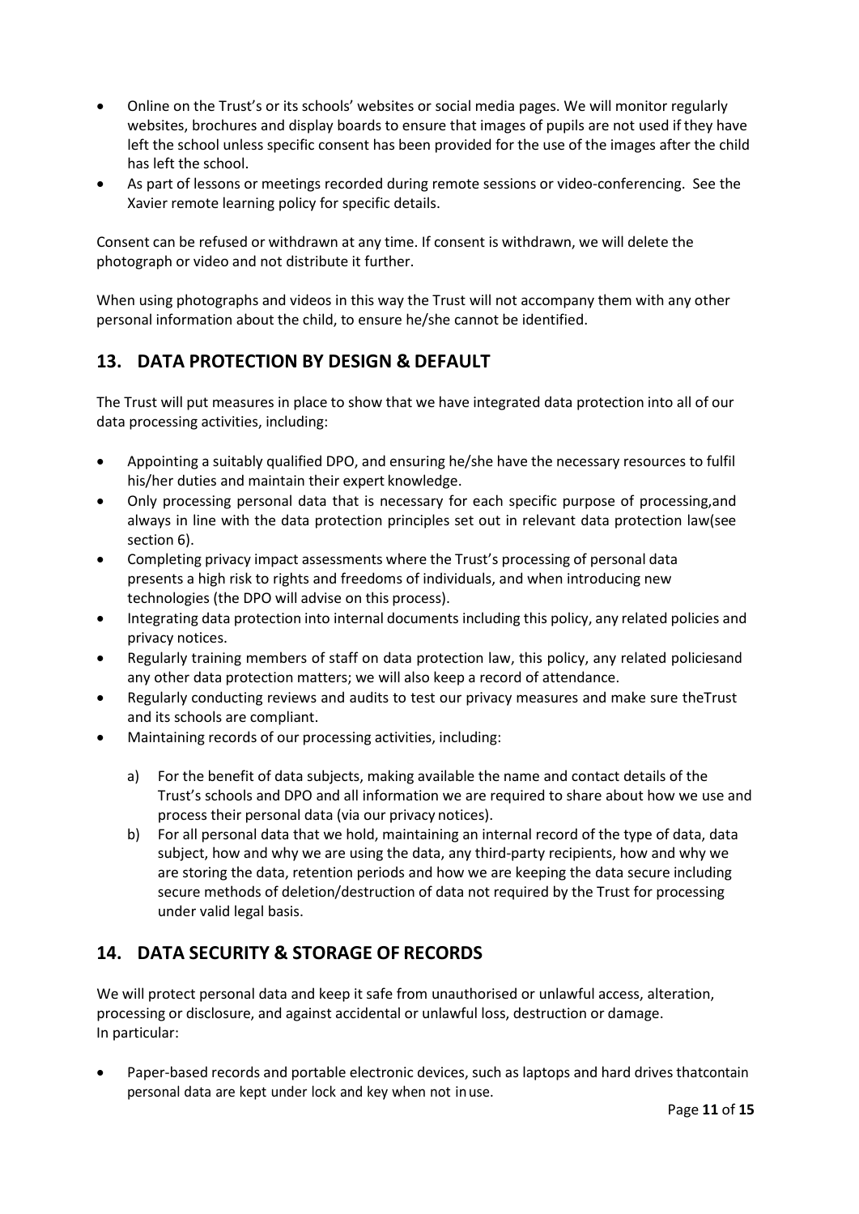- Online on the Trust's or its schools' websites or social media pages. We will monitor regularly websites, brochures and display boards to ensure that images of pupils are not used if they have left the school unless specific consent has been provided for the use of the images after the child has left the school.
- As part of lessons or meetings recorded during remote sessions or video-conferencing. See the Xavier remote learning policy for specific details.

Consent can be refused or withdrawn at any time. If consent is withdrawn, we will delete the photograph or video and not distribute it further.

When using photographs and videos in this way the Trust will not accompany them with any other personal information about the child, to ensure he/she cannot be identified.

## 13. DATA PROTECTION BY DESIGN & DEFAULT

The Trust will put measures in place to show that we have integrated data protection into all of our data processing activities, including:

- Appointing a suitably qualified DPO, and ensuring he/she have the necessary resources to fulfil his/her duties and maintain their expert knowledge.
- Only processing personal data that is necessary for each specific purpose of processing,and always in line with the data protection principles set out in relevant data protection law(see section 6).
- Completing privacy impact assessments where the Trust's processing of personal data presents a high risk to rights and freedoms of individuals, and when introducing new technologies (the DPO will advise on this process).
- Integrating data protection into internal documents including this policy, any related policies and privacy notices.
- Regularly training members of staff on data protection law, this policy, any related policiesand any other data protection matters; we will also keep a record of attendance.
- Regularly conducting reviews and audits to test our privacy measures and make sure theTrust and its schools are compliant.
- Maintaining records of our processing activities, including:

  a) For the benefit of data subjects, making available the name and contact details of the Trust's schools and DPO and all information we are required to share about how we use and process their personal data (via our privacy notices).

  b) For all personal data that we hold, maintaining an internal record of the type of data, data subject, how and why we are using the data, any third-party recipients, how and why we are storing the data, retention periods and how we are keeping the data secure including secure methods of deletion/destruction of data not required by the Trust for processing under valid legal basis.

## 14. DATA SECURITY & STORAGE OF RECORDS

We will protect personal data and keep it safe from unauthorised or unlawful access, alteration, processing or disclosure, and against accidental or unlawful loss, destruction or damage.
In particular:

- Paper-based records and portable electronic devices, such as laptops and hard drives thatcontain personal data are kept under lock and key when not inuse.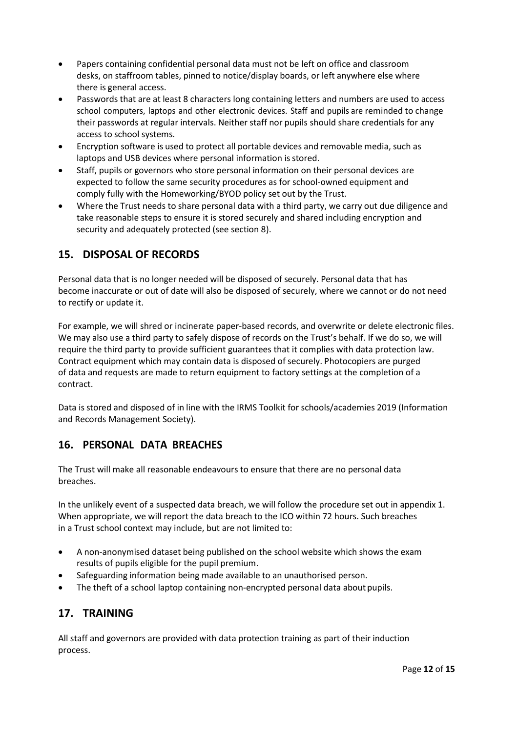- Papers containing confidential personal data must not be left on office and classroom desks, on staffroom tables, pinned to notice/display boards, or left anywhere else where there is general access.
- Passwords that are at least 8 characters long containing letters and numbers are used to access school computers, laptops and other electronic devices. Staff and pupils are reminded to change their passwords at regular intervals. Neither staff nor pupils should share credentials for any access to school systems.
- Encryption software is used to protect all portable devices and removable media, such as laptops and USB devices where personal information is stored.
- Staff, pupils or governors who store personal information on their personal devices are expected to follow the same security procedures as for school-owned equipment and comply fully with the Homeworking/BYOD policy set out by the Trust.
- Where the Trust needs to share personal data with a third party, we carry out due diligence and take reasonable steps to ensure it is stored securely and shared including encryption and security and adequately protected (see section 8).

## 15. DISPOSAL OF RECORDS

Personal data that is no longer needed will be disposed of securely. Personal data that has become inaccurate or out of date will also be disposed of securely, where we cannot or do not need to rectify or update it.

For example, we will shred or incinerate paper-based records, and overwrite or delete electronic files. We may also use a third party to safely dispose of records on the Trust's behalf. If we do so, we will require the third party to provide sufficient guarantees that it complies with data protection law. Contract equipment which may contain data is disposed of securely. Photocopiers are purged of data and requests are made to return equipment to factory settings at the completion of a contract.

Data is stored and disposed of in line with the IRMS Toolkit for schools/academies 2019 (Information and Records Management Society).

## 16. PERSONAL DATA BREACHES

The Trust will make all reasonable endeavours to ensure that there are no personal data breaches.

In the unlikely event of a suspected data breach, we will follow the procedure set out in appendix 1. When appropriate, we will report the data breach to the ICO within 72 hours. Such breaches in a Trust school context may include, but are not limited to:

- A non-anonymised dataset being published on the school website which shows the exam results of pupils eligible for the pupil premium.
- Safeguarding information being made available to an unauthorised person.
- The theft of a school laptop containing non-encrypted personal data about pupils.

## 17. TRAINING

All staff and governors are provided with data protection training as part of their induction process.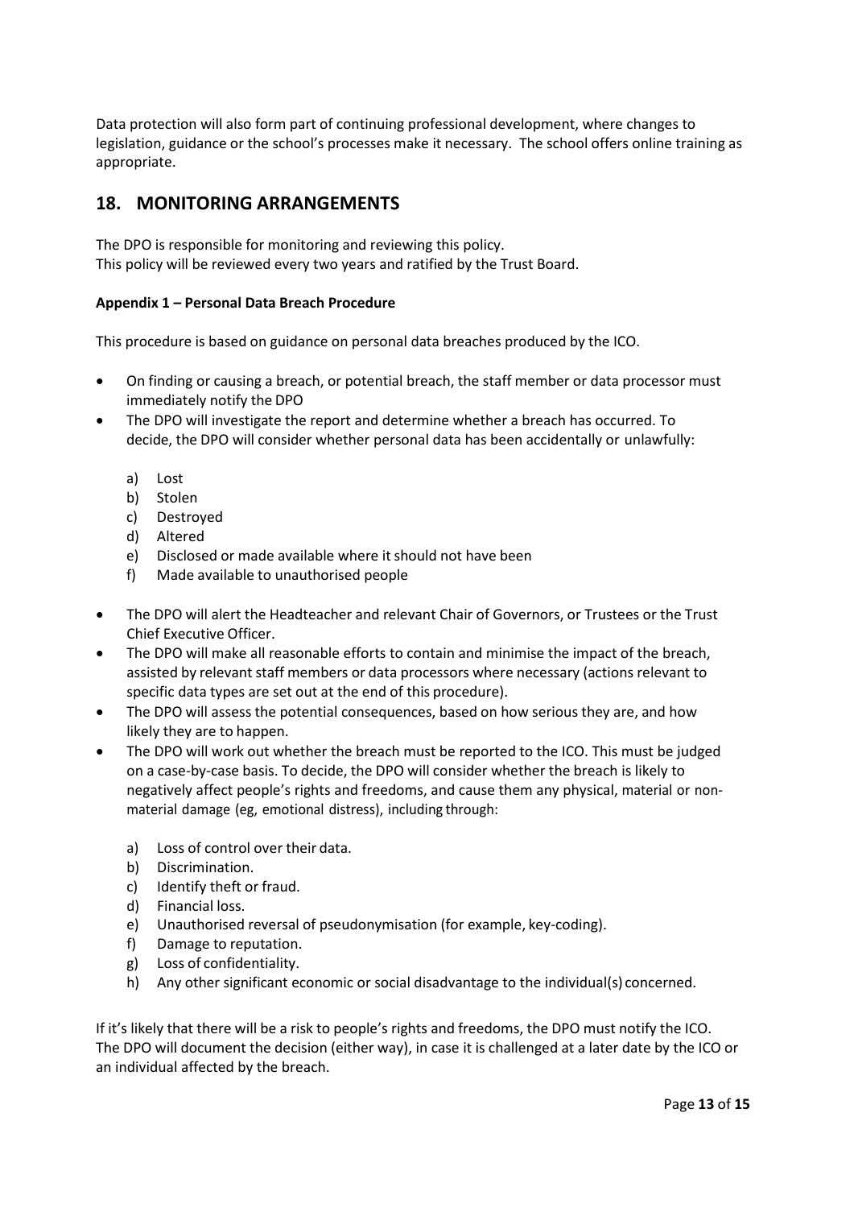Data protection will also form part of continuing professional development, where changes to legislation, guidance or the school's processes make it necessary. The school offers online training as appropriate.

## 18. MONITORING ARRANGEMENTS

The DPO is responsible for monitoring and reviewing this policy.
This policy will be reviewed every two years and ratified by the Trust Board.

**Appendix 1 – Personal Data Breach Procedure**

This procedure is based on guidance on personal data breaches produced by the ICO.

- On finding or causing a breach, or potential breach, the staff member or data processor must immediately notify the DPO
- The DPO will investigate the report and determine whether a breach has occurred. To decide, the DPO will consider whether personal data has been accidentally or unlawfully:

  a) Lost
  b) Stolen
  c) Destroyed
  d) Altered
  e) Disclosed or made available where it should not have been
  f) Made available to unauthorised people

- The DPO will alert the Headteacher and relevant Chair of Governors, or Trustees or the Trust Chief Executive Officer.
- The DPO will make all reasonable efforts to contain and minimise the impact of the breach, assisted by relevant staff members or data processors where necessary (actions relevant to specific data types are set out at the end of this procedure).
- The DPO will assess the potential consequences, based on how serious they are, and how likely they are to happen.
- The DPO will work out whether the breach must be reported to the ICO. This must be judged on a case-by-case basis. To decide, the DPO will consider whether the breach is likely to negatively affect people's rights and freedoms, and cause them any physical, material or non-material damage (eg, emotional distress), including through:

  a) Loss of control over their data.
  b) Discrimination.
  c) Identify theft or fraud.
  d) Financial loss.
  e) Unauthorised reversal of pseudonymisation (for example, key-coding).
  f) Damage to reputation.
  g) Loss of confidentiality.
  h) Any other significant economic or social disadvantage to the individual(s) concerned.

If it's likely that there will be a risk to people's rights and freedoms, the DPO must notify the ICO. The DPO will document the decision (either way), in case it is challenged at a later date by the ICO or an individual affected by the breach.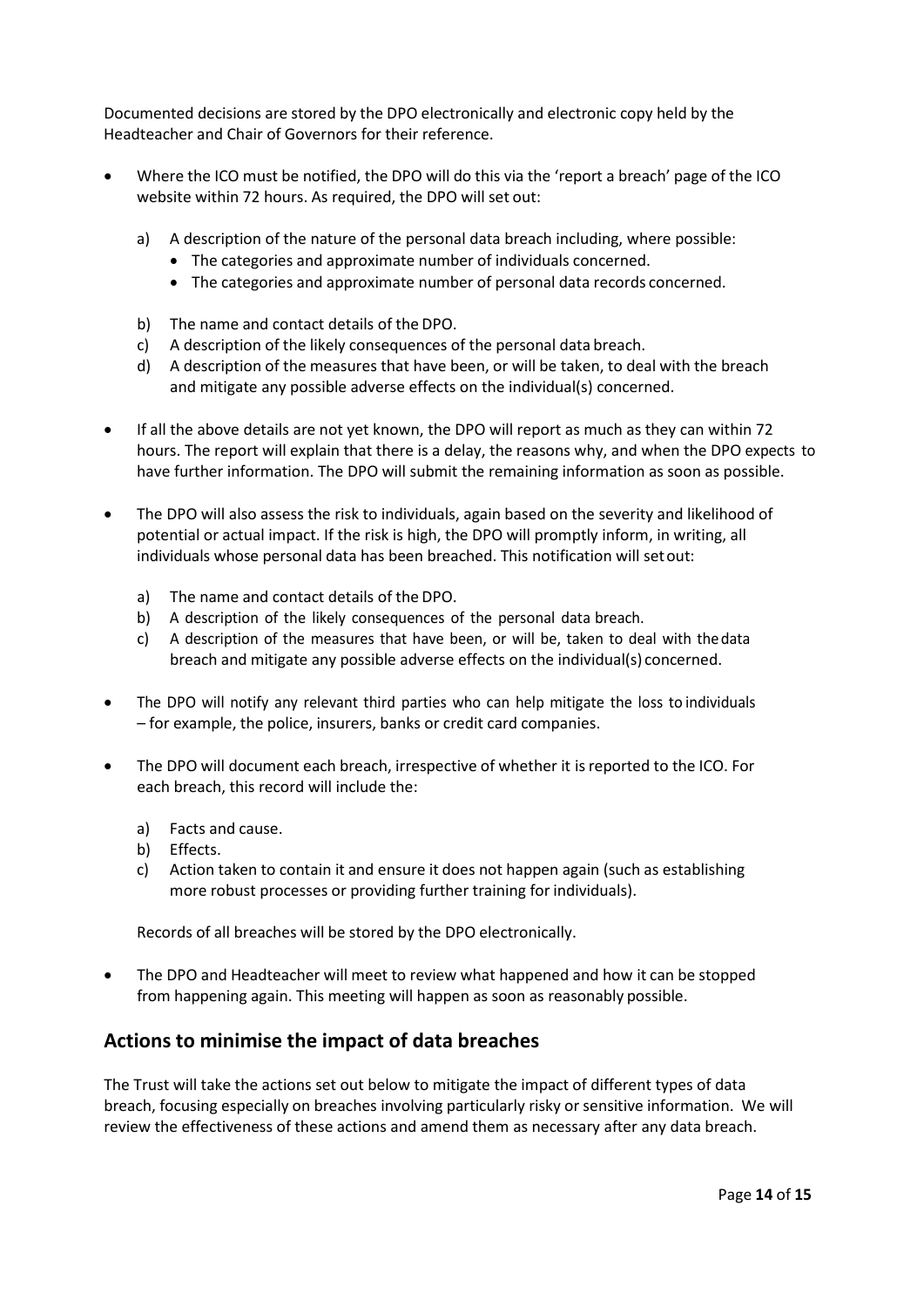Documented decisions are stored by the DPO electronically and electronic copy held by the Headteacher and Chair of Governors for their reference.

- Where the ICO must be notified, the DPO will do this via the 'report a breach' page of the ICO website within 72 hours. As required, the DPO will set out:

  a) A description of the nature of the personal data breach including, where possible:
     - The categories and approximate number of individuals concerned.
     - The categories and approximate number of personal data records concerned.

  b) The name and contact details of the DPO.
  c) A description of the likely consequences of the personal data breach.
  d) A description of the measures that have been, or will be taken, to deal with the breach and mitigate any possible adverse effects on the individual(s) concerned.

- If all the above details are not yet known, the DPO will report as much as they can within 72 hours. The report will explain that there is a delay, the reasons why, and when the DPO expects to have further information. The DPO will submit the remaining information as soon as possible.

- The DPO will also assess the risk to individuals, again based on the severity and likelihood of potential or actual impact. If the risk is high, the DPO will promptly inform, in writing, all individuals whose personal data has been breached. This notification will set out:

  a) The name and contact details of the DPO.
  b) A description of the likely consequences of the personal data breach.
  c) A description of the measures that have been, or will be, taken to deal with the data breach and mitigate any possible adverse effects on the individual(s) concerned.

- The DPO will notify any relevant third parties who can help mitigate the loss to individuals – for example, the police, insurers, banks or credit card companies.

- The DPO will document each breach, irrespective of whether it is reported to the ICO. For each breach, this record will include the:

  a) Facts and cause.
  b) Effects.
  c) Action taken to contain it and ensure it does not happen again (such as establishing more robust processes or providing further training for individuals).

  Records of all breaches will be stored by the DPO electronically.

- The DPO and Headteacher will meet to review what happened and how it can be stopped from happening again. This meeting will happen as soon as reasonably possible.

## Actions to minimise the impact of data breaches

The Trust will take the actions set out below to mitigate the impact of different types of data breach, focusing especially on breaches involving particularly risky or sensitive information. We will review the effectiveness of these actions and amend them as necessary after any data breach.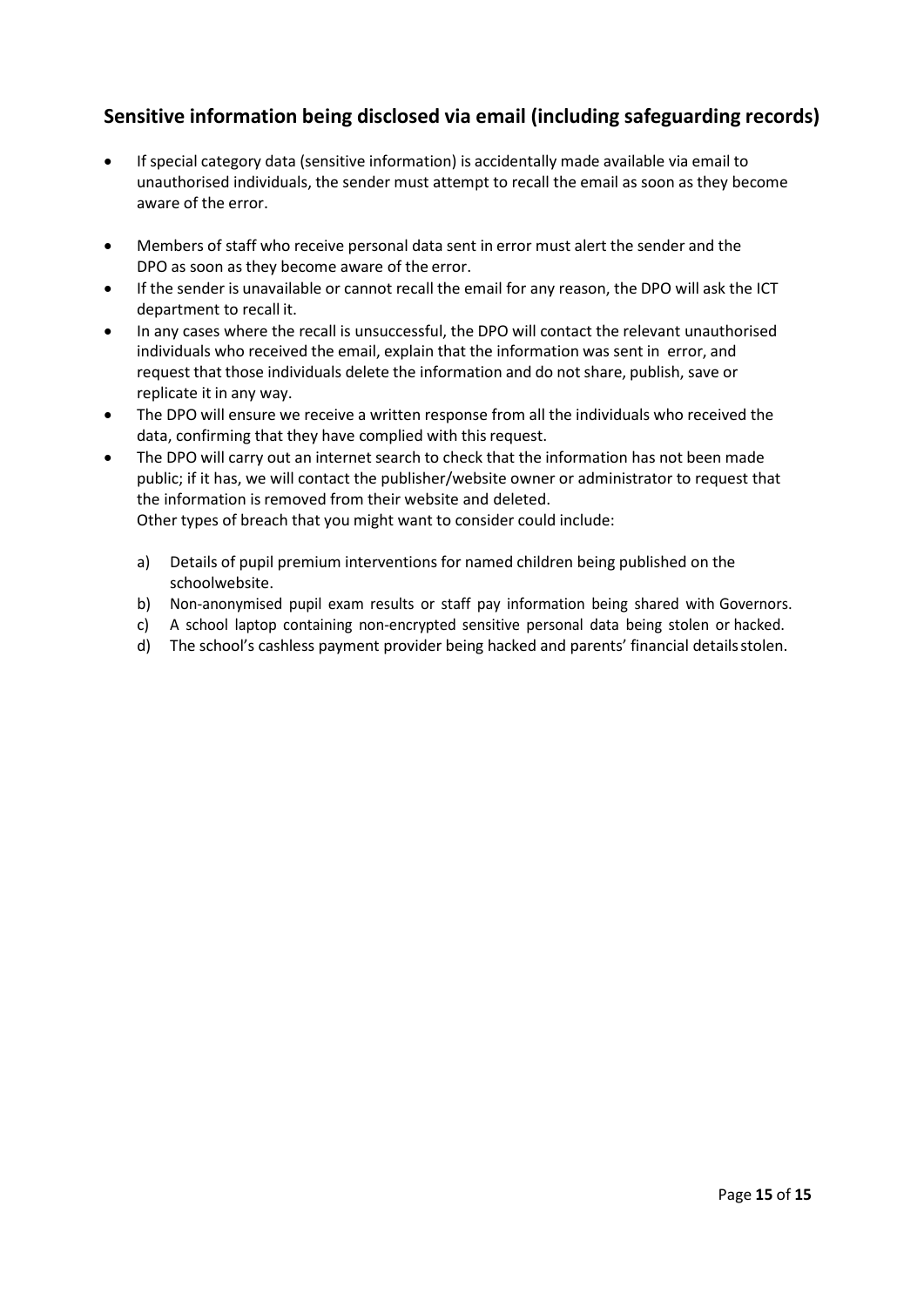## Sensitive information being disclosed via email (including safeguarding records)

- If special category data (sensitive information) is accidentally made available via email to unauthorised individuals, the sender must attempt to recall the email as soon as they become aware of the error.
- Members of staff who receive personal data sent in error must alert the sender and the DPO as soon as they become aware of the error.
- If the sender is unavailable or cannot recall the email for any reason, the DPO will ask the ICT department to recall it.
- In any cases where the recall is unsuccessful, the DPO will contact the relevant unauthorised individuals who received the email, explain that the information was sent in error, and request that those individuals delete the information and do not share, publish, save or replicate it in any way.
- The DPO will ensure we receive a written response from all the individuals who received the data, confirming that they have complied with this request.
- The DPO will carry out an internet search to check that the information has not been made public; if it has, we will contact the publisher/website owner or administrator to request that the information is removed from their website and deleted.
  Other types of breach that you might want to consider could include:

  a) Details of pupil premium interventions for named children being published on the schoolwebsite.
  b) Non-anonymised pupil exam results or staff pay information being shared with Governors.
  c) A school laptop containing non-encrypted sensitive personal data being stolen or hacked.
  d) The school's cashless payment provider being hacked and parents' financial detailsstolen.